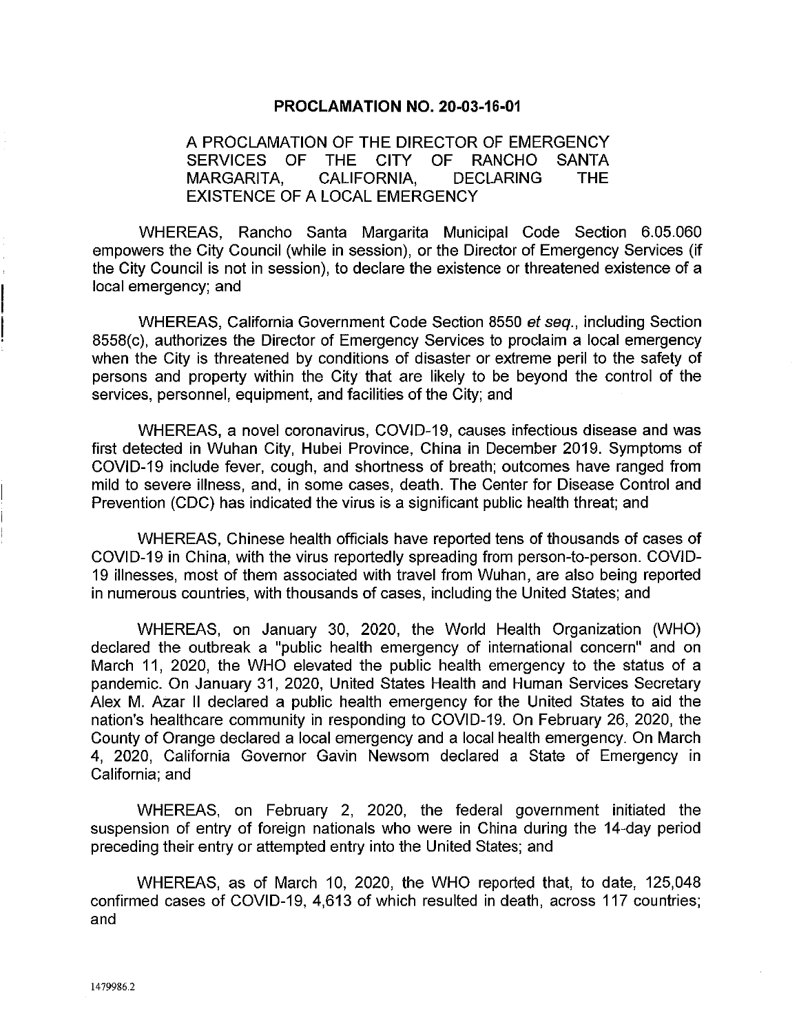# PROCLAMATION NO. 20-03-16-01

## A PROCLAMATION OF THE DIRECTOR OF EMERGENCY SERVICES OF THE CITY OF RANCHO SANTA MARGARITA, CALIFORNIA, DECLARING THE EXISTENCE OF A LOCAL EMERGENCY

WHEREAS, Rancho Santa Margarita Municipal Code Section 6.05.060 empowers the City Council (while in session), or the Director of Emergency Services (if the City Council is not in session), to declare the existence or threatened existence of a local emergency; and

WHEREAS, California Government Code Section 8550 *et seq.*, including Section 8558(c), authorizes the Director of Emergency Services to proclaim a local emergency when the City is threatened by conditions of disaster or extreme peril to the safety of persons and property within the City that are likely to be beyond the control of the services, personnel, equipment, and facilities of the City; and

WHEREAS, a novel coronavirus, COVID-19, causes infectious disease and was first detected in Wuhan City, Hubei Province, China in December 2019. Symptoms of COVID-19 include fever, cough, and shortness of breath; outcomes have ranged from mild to severe illness, and, in some cases, death. The Center for Disease Control and Prevention (CDC) has indicated the virus is a significant public health threat; and

WHEREAS, Chinese health officials have reported tens of thousands of cases of COVID-19 in China, with the virus reportedly spreading from person-to-person. COVID-19 illnesses, most of them associated with travel from Wuhan, are also being reported in numerous countries, with thousands of cases, including the United States; and

WHEREAS, on January 30, 2020, the World Health Organization (WHO) declared the outbreak a "public health emergency of international concern" and on March 11, 2020, the WHO elevated the public health emergency to the status of a pandemic. On January 31, 2020, United States Health and Human Services Secretary Alex M. Azar II declared a public health emergency for the United States to aid the nation's healthcare community in responding to COVID-19. On February 26, 2020, the County of Orange declared a local emergency and a local health emergency. On March 4, 2020, California Governor Gavin Newsom declared a State of Emergency in California; and

WHEREAS, on February 2, 2020, the federal government initiated the suspension of entry of foreign nationals who were in China during the 14-day period preceding their entry or attempted entry into the United States; and

WHEREAS, as of March 10, 2020, the WHO reported that, to date, 125,048 confirmed cases of COVID-19, 4,613 of which resulted in death, across 117 countries; and

1479986.2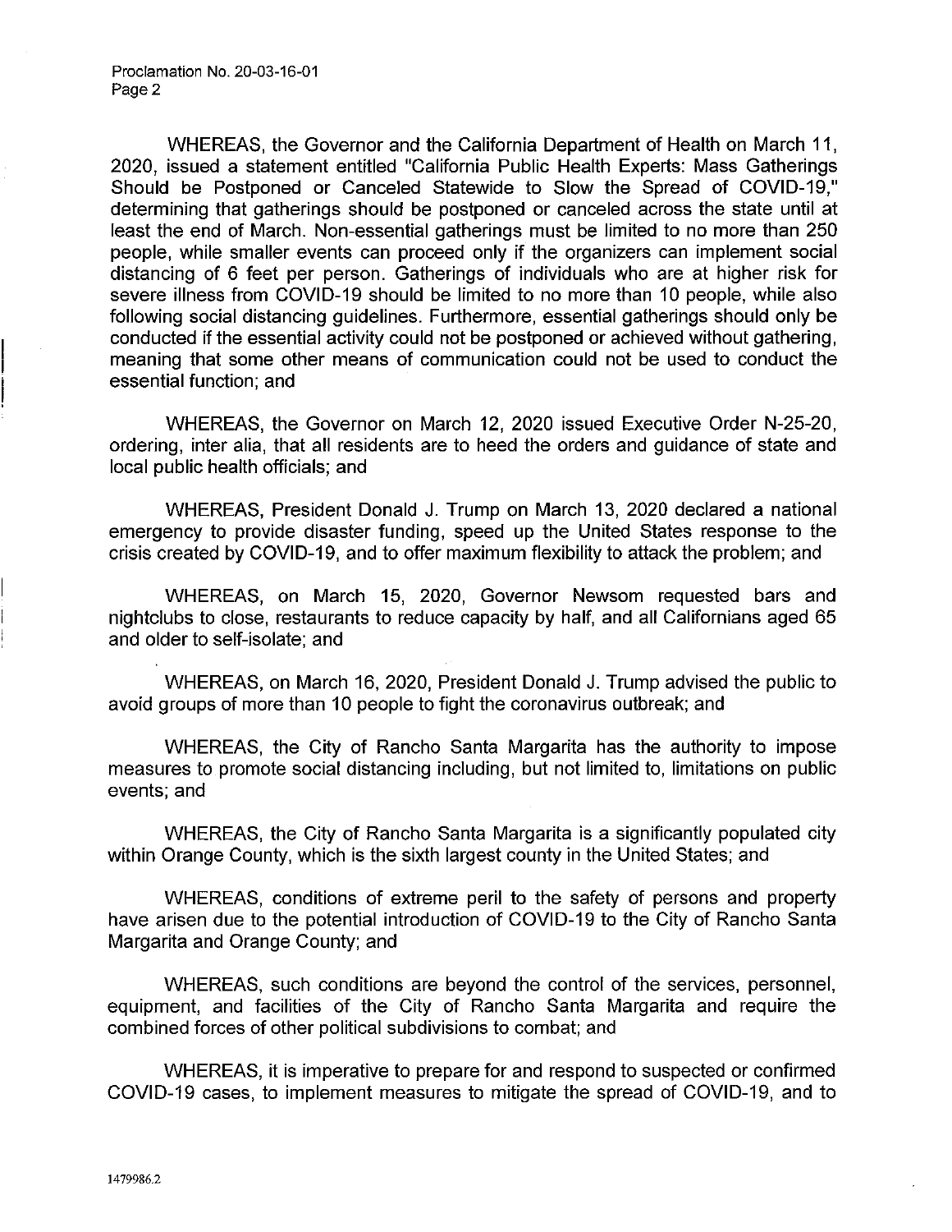WHEREAS, the Governor and the California Department of Health on March 11, 2020, issued a statement entitled "California Public Health Experts: Mass Gatherings Should be Postponed or Canceled Statewide to Slow the Spread of COVID-19," determining that gatherings should be postponed or canceled across the state until at least the end of March. Non-essential gatherings must be limited to no more than 250 people, while smaller events can proceed only if the organizers can implement social distancing of 6 feet per person. Gatherings of individuals who are at higher risk for severe illness from COVID-19 should be limited to no more than 10 people, while also following social distancing guidelines. Furthermore, essential gatherings should only be conducted if the essential activity could not be postponed or achieved without gathering, meaning that some other means of communication could not be used to conduct the essential function; and

WHEREAS, the Governor on March 12, 2020 issued Executive Order N-25-20, ordering, inter alia, that all residents are to heed the orders and guidance of state and local public health officials; and

WHEREAS, President Donald J. Trump on March 13, 2020 declared a national emergency to provide disaster funding, speed up the United States response to the crisis created by COVID-19, and to offer maximum flexibility to attack the problem; and

WHEREAS, on March 15, 2020, Governor Newsom requested bars and nightclubs to close, restaurants to reduce capacity by half, and all Californians aged 65 and older to self-isolate; and

WHEREAS, on March 16, 2020, President Donald J. Trump advised the public to avoid groups of more than 10 people to fight the coronavirus outbreak; and

WHEREAS, the City of Rancho Santa Margarita has the authority to impose measures to promote social distancing including, but not limited to, limitations on public events; and

WHEREAS, the City of Rancho Santa Margarita is a significantly populated city within Orange County, which is the sixth largest county in the United States; and

WHEREAS, conditions of extreme peril to the safety of persons and property have arisen due to the potential introduction of COVID-19 to the City of Rancho Santa Margarita and Orange County; and

WHEREAS, such conditions are beyond the control of the services, personnel, equipment, and facilities of the City of Rancho Santa Margarita and require the combined forces of other political subdivisions to combat; and

WHEREAS, it is imperative to prepare for and respond to suspected or confirmed COVID-19 cases, to implement measures to mitigate the spread of COVID-19, and to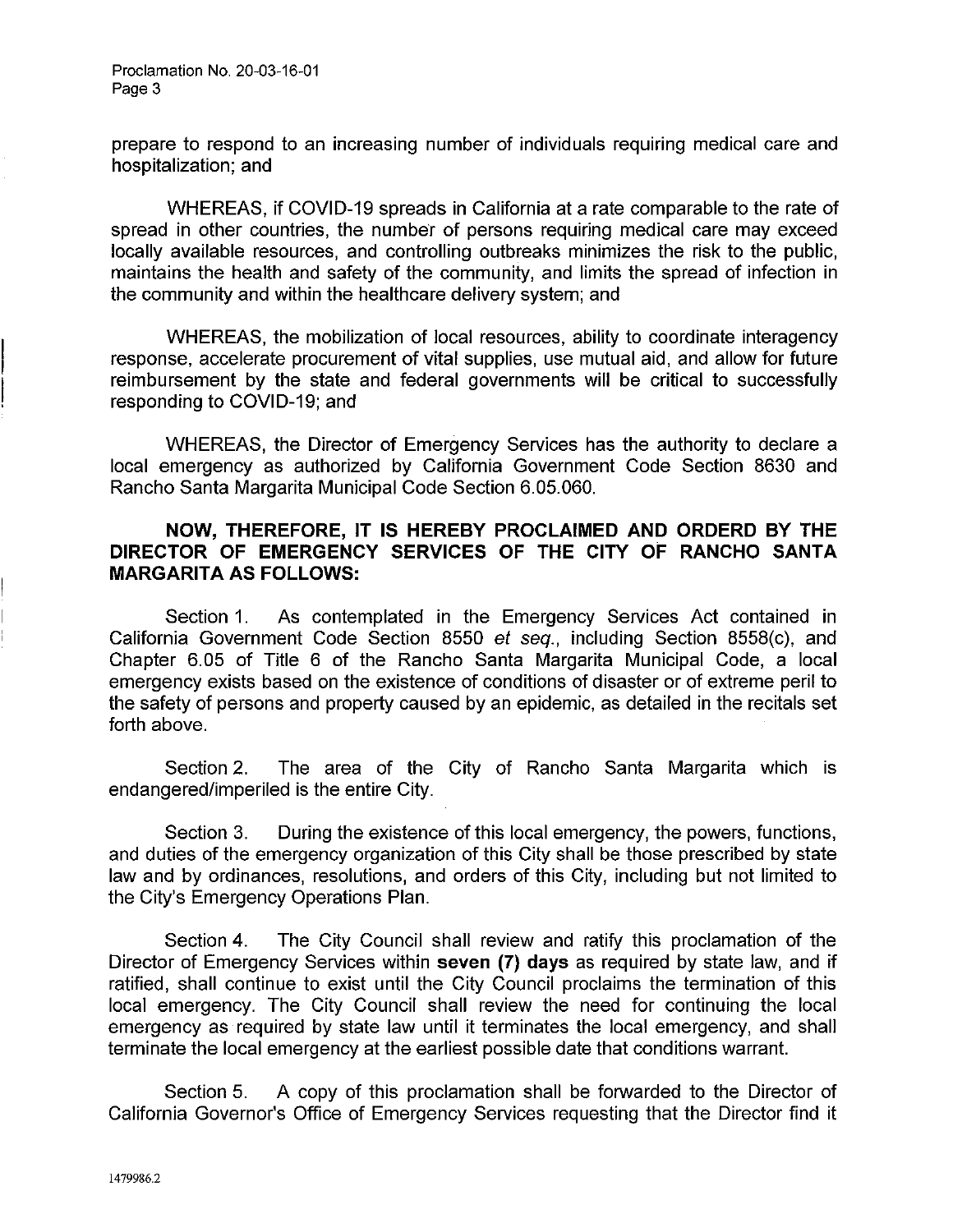prepare to respond to an increasing number of individuals requiring medical care and hospitalization; and

WHEREAS, if COVID-19 spreads in California at a rate comparable to the rate of spread in other countries, the number of persons requiring medical care may exceed locally available resources, and controlling outbreaks minimizes the risk to the public, maintains the health and safety of the community, and limits the spread of infection in the community and within the healthcare delivery system; and

WHEREAS, the mobilization of local resources, ability to coordinate interagency response, accelerate procurement of vital supplies, use mutual aid, and allow for future reimbursement by the state and federal governments will be critical to successfully responding to COVID-19; and

WHEREAS, the Director of Emergency Services has the authority to declare a local emergency as authorized by California Government Code Section 8630 and Rancho Santa Margarita Municipal Code Section 6.05.060.

**NOW, THEREFORE, IT IS HEREBY PROCLAIMED AND ORDERD BY THE DIRECTOR OF EMERGENCY SERVICES OF THE CITY OF RANCHO SANTA MARGARITA AS FOLLOWS:**

Section 1. As contemplated in the Emergency Services Act contained in California Government Code Section 8550 *et seq.*, including Section 8558(c), and Chapter 6.05 of Title 6 of the Rancho Santa Margarita Municipal Code, a local emergency exists based on the existence of conditions of disaster or of extreme peril to the safety of persons and property caused by an epidemic, as detailed in the recitals set forth above.

Section 2. The area of the City of Rancho Santa Margarita which is endangered/imperiled is the entire City.

Section 3. During the existence of this local emergency, the powers, functions, and duties of the emergency organization of this City shall be those prescribed by state law and by ordinances, resolutions, and orders of this City, including but not limited to the City's Emergency Operations Plan.

Section 4. The City Council shall review and ratify this proclamation of the Director of Emergency Services within **seven (7) days** as required by state law, and if ratified, shall continue to exist until the City Council proclaims the termination of this local emergency. The City Council shall review the need for continuing the local emergency as required by state law until it terminates the local emergency, and shall terminate the local emergency at the earliest possible date that conditions warrant.

Section 5. A copy of this proclamation shall be forwarded to the Director of California Governor's Office of Emergency Services requesting that the Director find it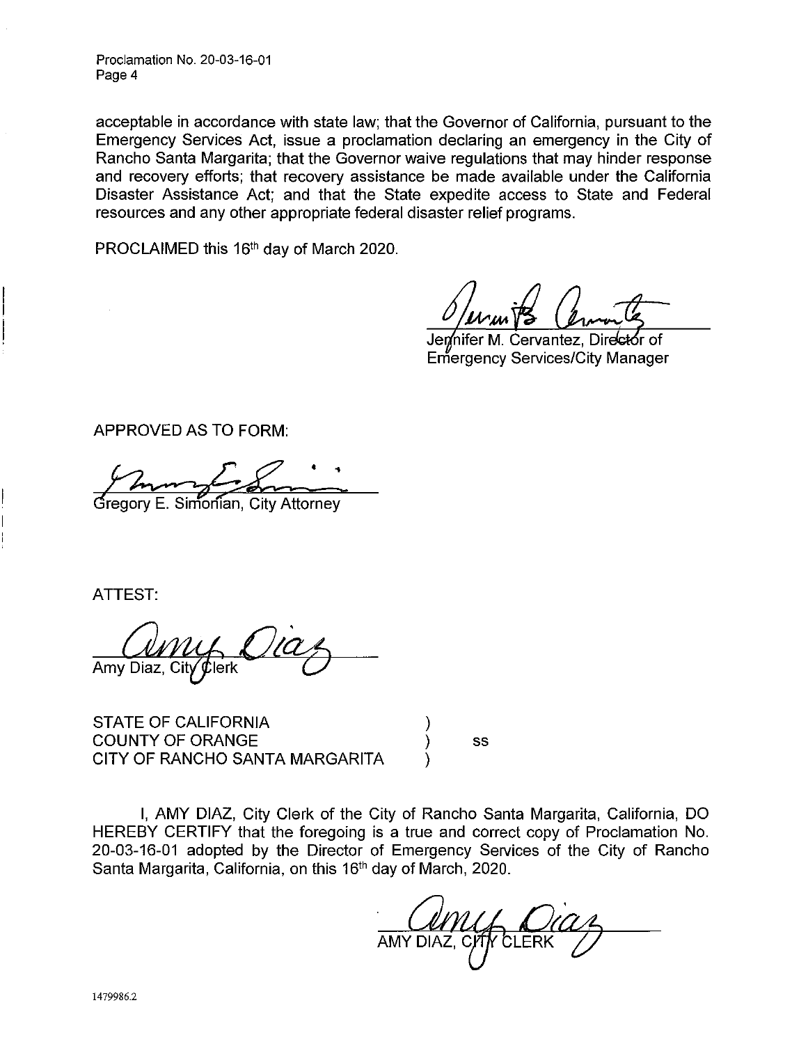acceptable in accordance with state law; that the Governor of California, pursuant to the Emergency Services Act, issue a proclamation declaring an emergency in the City of Rancho Santa Margarita; that the Governor waive regulations that may hinder response and recovery efforts; that recovery assistance be made available under the California Disaster Assistance Act; and that the State expedite access to State and Federal resources and any other appropriate federal disaster relief programs.

PROCLAIMED this 16th day of March 2020.

Jennifer M. Cervantez, Director of Emergency Services/City Manager

APPROVED AS TO FORM:

Gregory E. Simonian, City Attorney

ATTEST:

Amy Diaz, City Clerk

STATE OF CALIFORNIA )
COUNTY OF ORANGE ) ss
CITY OF RANCHO SANTA MARGARITA )

I, AMY DIAZ, City Clerk of the City of Rancho Santa Margarita, California, DO HEREBY CERTIFY that the foregoing is a true and correct copy of Proclamation No. 20-03-16-01 adopted by the Director of Emergency Services of the City of Rancho Santa Margarita, California, on this 16th day of March, 2020.

AMY DIAZ, CITY CLERK

1479986.2